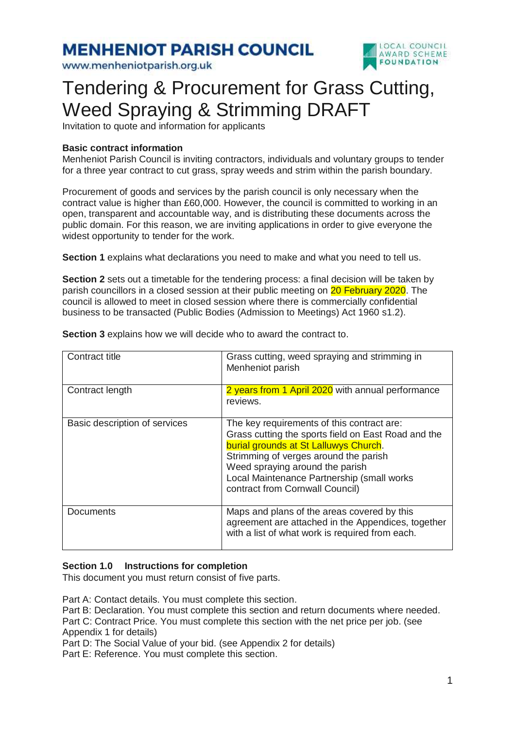# MENHENIOT PARISH COUNCIL

www.menheniotparish.org.uk

LOCAL COUNCIL AWARD SCHEME FOUNDATION

# Tendering & Procurement for Grass Cutting, Weed Spraying & Strimming DRAFT

Invitation to quote and information for applicants

**Basic contract information**

Menheniot Parish Council is inviting contractors, individuals and voluntary groups to tender for a three year contract to cut grass, spray weeds and strim within the parish boundary.

Procurement of goods and services by the parish council is only necessary when the contract value is higher than £60,000. However, the council is committed to working in an open, transparent and accountable way, and is distributing these documents across the public domain. For this reason, we are inviting applications in order to give everyone the widest opportunity to tender for the work.

**Section 1** explains what declarations you need to make and what you need to tell us.

**Section 2** sets out a timetable for the tendering process: a final decision will be taken by parish councillors in a closed session at their public meeting on 20 February 2020. The council is allowed to meet in closed session where there is commercially confidential business to be transacted (Public Bodies (Admission to Meetings) Act 1960 s1.2).

**Section 3** explains how we will decide who to award the contract to.

| | |
|---|---|
| Contract title | Grass cutting, weed spraying and strimming in Menheniot parish |
| Contract length | 2 years from 1 April 2020 with annual performance reviews. |
| Basic description of services | The key requirements of this contract are:<br>Grass cutting the sports field on East Road and the burial grounds at St Lalluwys Church.<br>Strimming of verges around the parish<br>Weed spraying around the parish<br>Local Maintenance Partnership (small works contract from Cornwall Council) |
| Documents | Maps and plans of the areas covered by this agreement are attached in the Appendices, together with a list of what work is required from each. |

**Section 1.0 Instructions for completion**

This document you must return consist of five parts.

Part A: Contact details. You must complete this section.
Part B: Declaration. You must complete this section and return documents where needed.
Part C: Contract Price. You must complete this section with the net price per job. (see Appendix 1 for details)
Part D: The Social Value of your bid. (see Appendix 2 for details)
Part E: Reference. You must complete this section.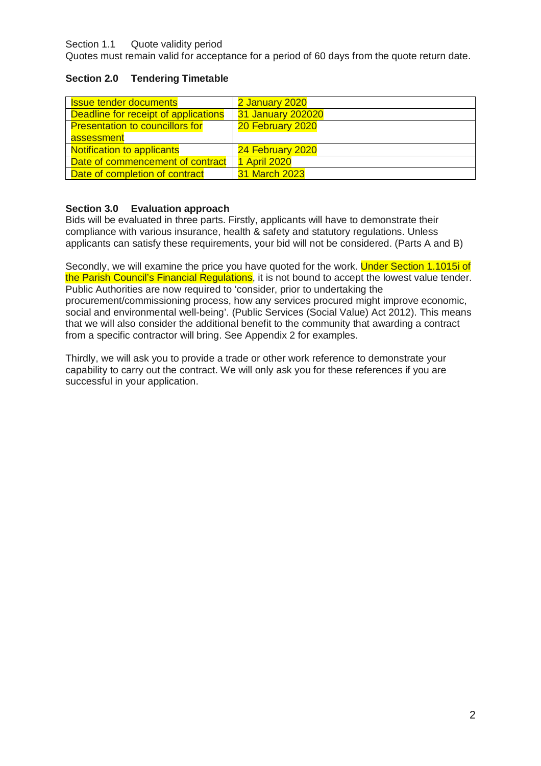Section 1.1 Quote validity period

Quotes must remain valid for acceptance for a period of 60 days from the quote return date.

**Section 2.0 Tendering Timetable**

| | |
|---|---|
| Issue tender documents | 2 January 2020 |
| Deadline for receipt of applications | 31 January 202020 |
| Presentation to councillors for assessment | 20 February 2020 |
| Notification to applicants | 24 February 2020 |
| Date of commencement of contract | 1 April 2020 |
| Date of completion of contract | 31 March 2023 |

**Section 3.0 Evaluation approach**

Bids will be evaluated in three parts. Firstly, applicants will have to demonstrate their compliance with various insurance, health & safety and statutory regulations. Unless applicants can satisfy these requirements, your bid will not be considered. (Parts A and B)

Secondly, we will examine the price you have quoted for the work. Under Section 1.1015i of the Parish Council's Financial Regulations, it is not bound to accept the lowest value tender. Public Authorities are now required to 'consider, prior to undertaking the procurement/commissioning process, how any services procured might improve economic, social and environmental well-being'. (Public Services (Social Value) Act 2012). This means that we will also consider the additional benefit to the community that awarding a contract from a specific contractor will bring. See Appendix 2 for examples.

Thirdly, we will ask you to provide a trade or other work reference to demonstrate your capability to carry out the contract. We will only ask you for these references if you are successful in your application.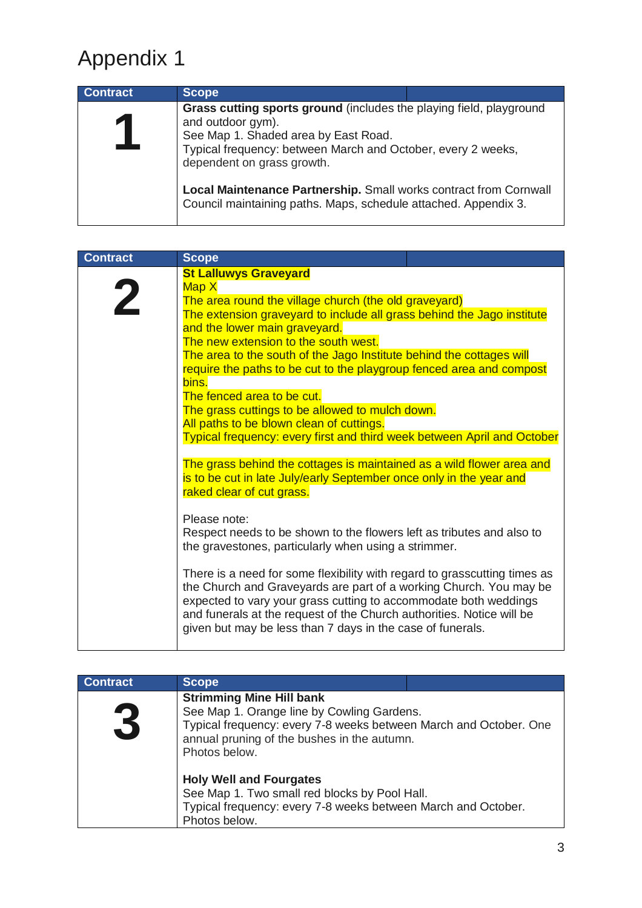# Appendix 1

| Contract | Scope |
|---|---|
| **1** | **Grass cutting sports ground** (includes the playing field, playground and outdoor gym).<br>See Map 1. Shaded area by East Road.<br>Typical frequency: between March and October, every 2 weeks, dependent on grass growth.<br><br>**Local Maintenance Partnership.** Small works contract from Cornwall Council maintaining paths. Maps, schedule attached. Appendix 3. |

| Contract | Scope |
|---|---|
| **2** | **St Lalluwys Graveyard**<br>Map X<br>The area round the village church (the old graveyard)<br>The extension graveyard to include all grass behind the Jago institute and the lower main graveyard.<br>The new extension to the south west.<br>The area to the south of the Jago Institute behind the cottages will require the paths to be cut to the playgroup fenced area and compost bins.<br>The fenced area to be cut.<br>The grass cuttings to be allowed to mulch down.<br>All paths to be blown clean of cuttings.<br>Typical frequency: every first and third week between April and October<br><br>The grass behind the cottages is maintained as a wild flower area and is to be cut in late July/early September once only in the year and raked clear of cut grass.<br><br>Please note:<br>Respect needs to be shown to the flowers left as tributes and also to the gravestones, particularly when using a strimmer.<br><br>There is a need for some flexibility with regard to grasscutting times as the Church and Graveyards are part of a working Church. You may be expected to vary your grass cutting to accommodate both weddings and funerals at the request of the Church authorities. Notice will be given but may be less than 7 days in the case of funerals. |

| Contract | Scope |
|---|---|
| **3** | **Strimming Mine Hill bank**<br>See Map 1. Orange line by Cowling Gardens.<br>Typical frequency: every 7-8 weeks between March and October. One annual pruning of the bushes in the autumn.<br>Photos below.<br><br>**Holy Well and Fourgates**<br>See Map 1. Two small red blocks by Pool Hall.<br>Typical frequency: every 7-8 weeks between March and October.<br>Photos below. |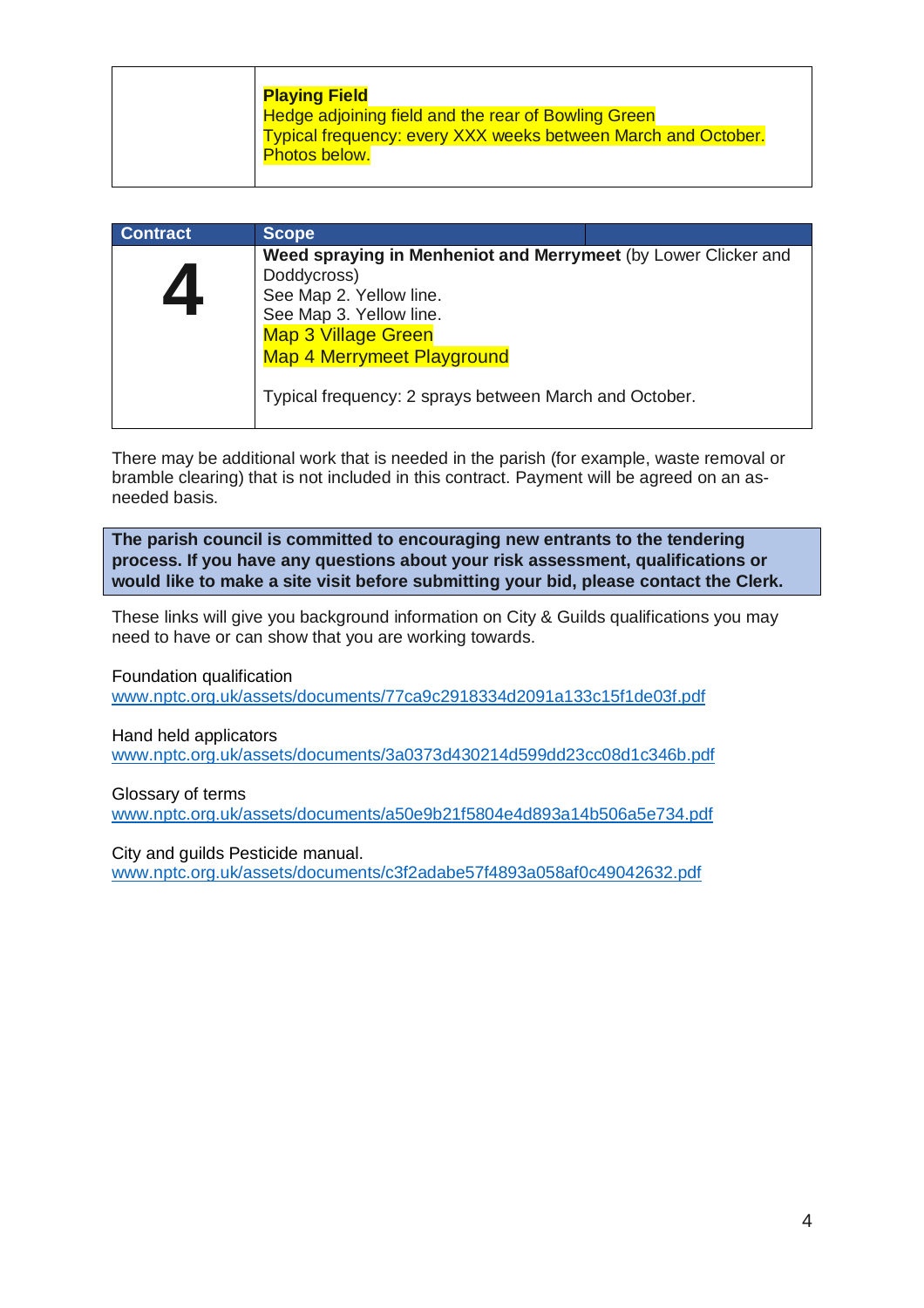| | |
|---|---|
| | **Playing Field**<br>Hedge adjoining field and the rear of Bowling Green<br>Typical frequency: every XXX weeks between March and October.<br>Photos below. |

| Contract | Scope |
|---|---|
| **4** | **Weed spraying in Menheniot and Merrymeet** (by Lower Clicker and Doddycross)<br>See Map 2. Yellow line.<br>See Map 3. Yellow line.<br>Map 3 Village Green<br>Map 4 Merrymeet Playground<br><br>Typical frequency: 2 sprays between March and October. |

There may be additional work that is needed in the parish (for example, waste removal or bramble clearing) that is not included in this contract. Payment will be agreed on an as-needed basis.

**The parish council is committed to encouraging new entrants to the tendering process. If you have any questions about your risk assessment, qualifications or would like to make a site visit before submitting your bid, please contact the Clerk.**

These links will give you background information on City & Guilds qualifications you may need to have or can show that you are working towards.

Foundation qualification
www.nptc.org.uk/assets/documents/77ca9c2918334d2091a133c15f1de03f.pdf

Hand held applicators
www.nptc.org.uk/assets/documents/3a0373d430214d599dd23cc08d1c346b.pdf

Glossary of terms
www.nptc.org.uk/assets/documents/a50e9b21f5804e4d893a14b506a5e734.pdf

City and guilds Pesticide manual.
www.nptc.org.uk/assets/documents/c3f2adabe57f4893a058af0c49042632.pdf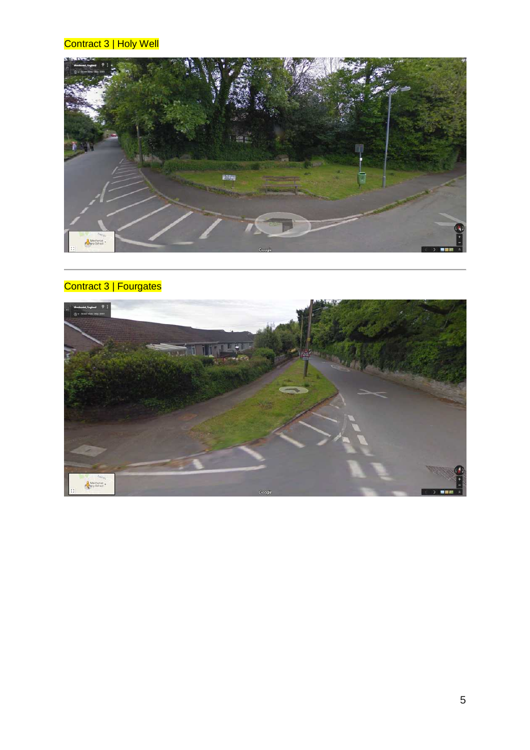Contract 3 | Holy Well

---

Contract 3 | Fourgates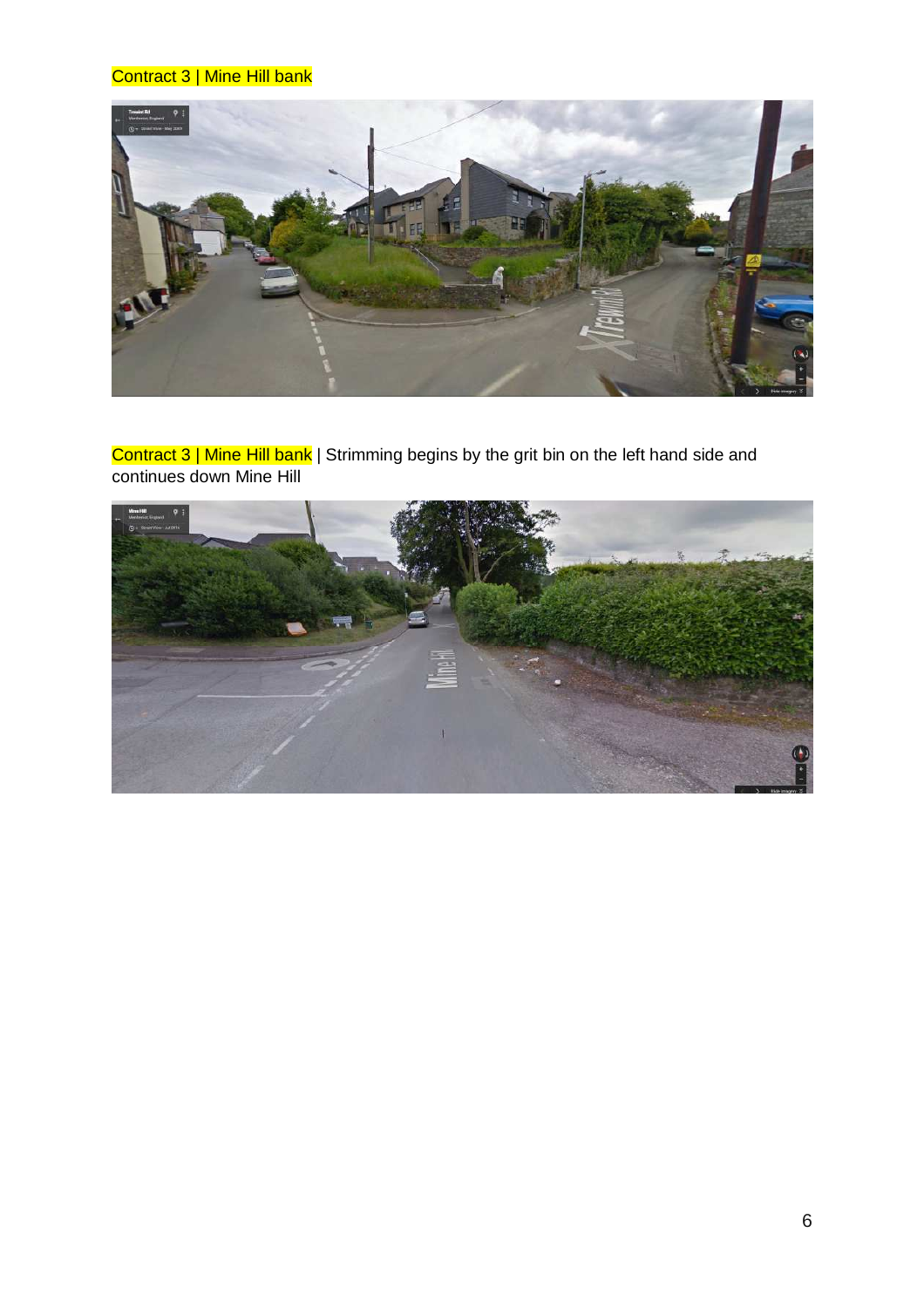Contract 3 | Mine Hill bank

Contract 3 | Mine Hill bank | Strimming begins by the grit bin on the left hand side and continues down Mine Hill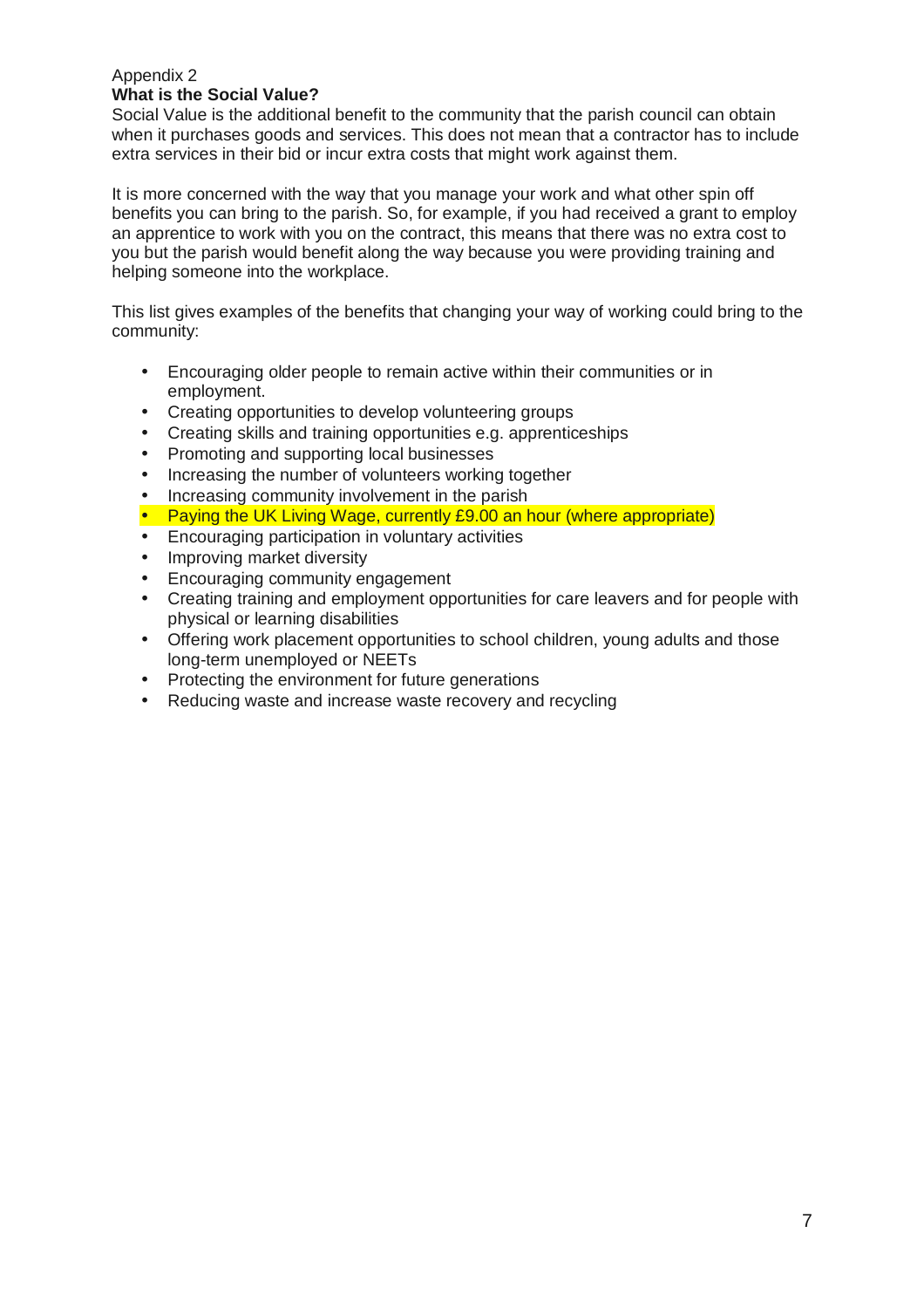Appendix 2

**What is the Social Value?**

Social Value is the additional benefit to the community that the parish council can obtain when it purchases goods and services. This does not mean that a contractor has to include extra services in their bid or incur extra costs that might work against them.

It is more concerned with the way that you manage your work and what other spin off benefits you can bring to the parish. So, for example, if you had received a grant to employ an apprentice to work with you on the contract, this means that there was no extra cost to you but the parish would benefit along the way because you were providing training and helping someone into the workplace.

This list gives examples of the benefits that changing your way of working could bring to the community:

- Encouraging older people to remain active within their communities or in employment.
- Creating opportunities to develop volunteering groups
- Creating skills and training opportunities e.g. apprenticeships
- Promoting and supporting local businesses
- Increasing the number of volunteers working together
- Increasing community involvement in the parish
- Paying the UK Living Wage, currently £9.00 an hour (where appropriate)
- Encouraging participation in voluntary activities
- Improving market diversity
- Encouraging community engagement
- Creating training and employment opportunities for care leavers and for people with physical or learning disabilities
- Offering work placement opportunities to school children, young adults and those long-term unemployed or NEETs
- Protecting the environment for future generations
- Reducing waste and increase waste recovery and recycling